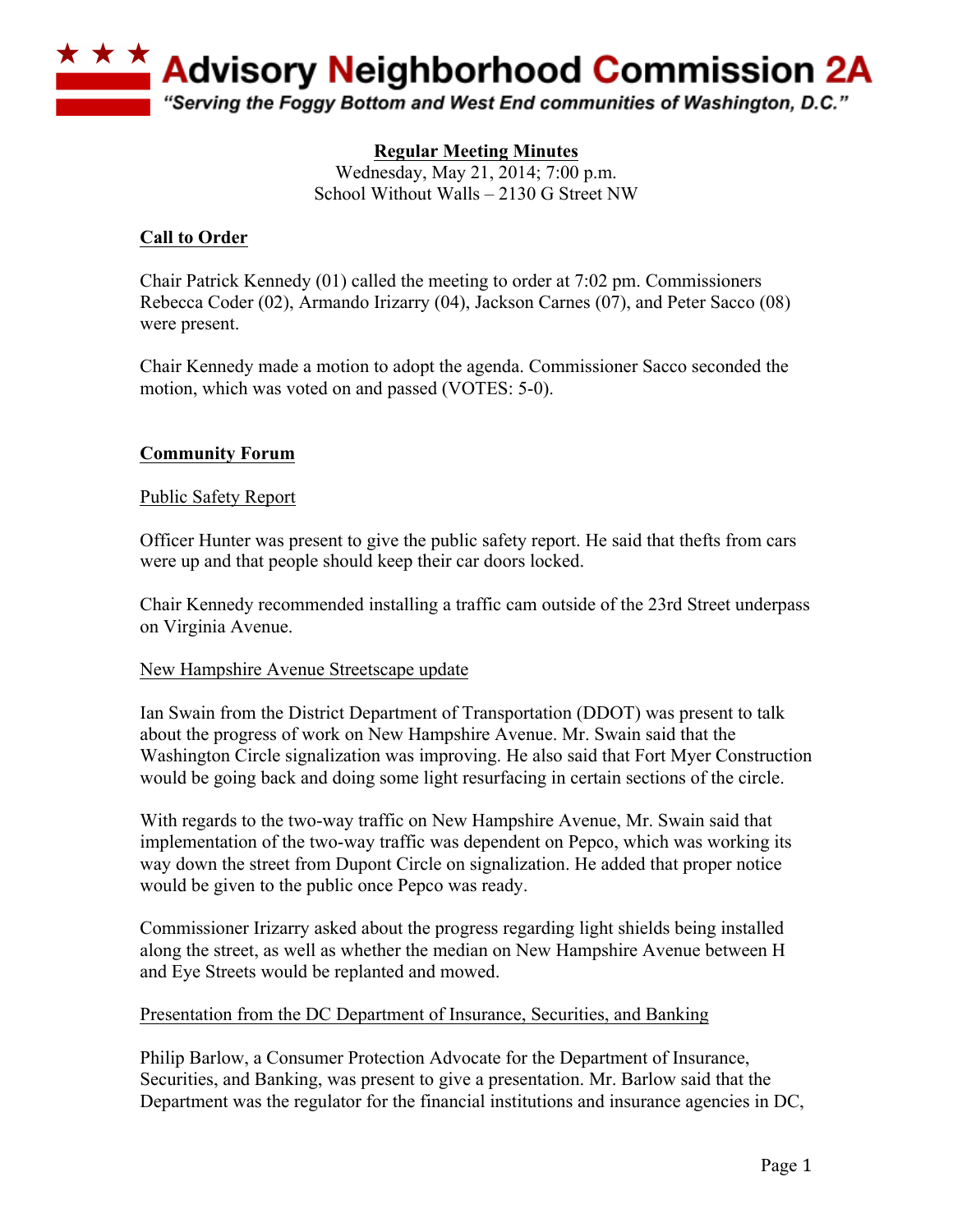# Advisory Neighborhood Commission 2A

*"Serving the Foggy Bottom and West End communities of Washington, D.C."*

**Regular Meeting Minutes**
Wednesday, May 21, 2014; 7:00 p.m.
School Without Walls – 2130 G Street NW

## Call to Order

Chair Patrick Kennedy (01) called the meeting to order at 7:02 pm. Commissioners Rebecca Coder (02), Armando Irizarry (04), Jackson Carnes (07), and Peter Sacco (08) were present.

Chair Kennedy made a motion to adopt the agenda. Commissioner Sacco seconded the motion, which was voted on and passed (VOTES: 5-0).

## Community Forum

### Public Safety Report

Officer Hunter was present to give the public safety report. He said that thefts from cars were up and that people should keep their car doors locked.

Chair Kennedy recommended installing a traffic cam outside of the 23rd Street underpass on Virginia Avenue.

### New Hampshire Avenue Streetscape update

Ian Swain from the District Department of Transportation (DDOT) was present to talk about the progress of work on New Hampshire Avenue. Mr. Swain said that the Washington Circle signalization was improving. He also said that Fort Myer Construction would be going back and doing some light resurfacing in certain sections of the circle.

With regards to the two-way traffic on New Hampshire Avenue, Mr. Swain said that implementation of the two-way traffic was dependent on Pepco, which was working its way down the street from Dupont Circle on signalization. He added that proper notice would be given to the public once Pepco was ready.

Commissioner Irizarry asked about the progress regarding light shields being installed along the street, as well as whether the median on New Hampshire Avenue between H and Eye Streets would be replanted and mowed.

### Presentation from the DC Department of Insurance, Securities, and Banking

Philip Barlow, a Consumer Protection Advocate for the Department of Insurance, Securities, and Banking, was present to give a presentation. Mr. Barlow said that the Department was the regulator for the financial institutions and insurance agencies in DC,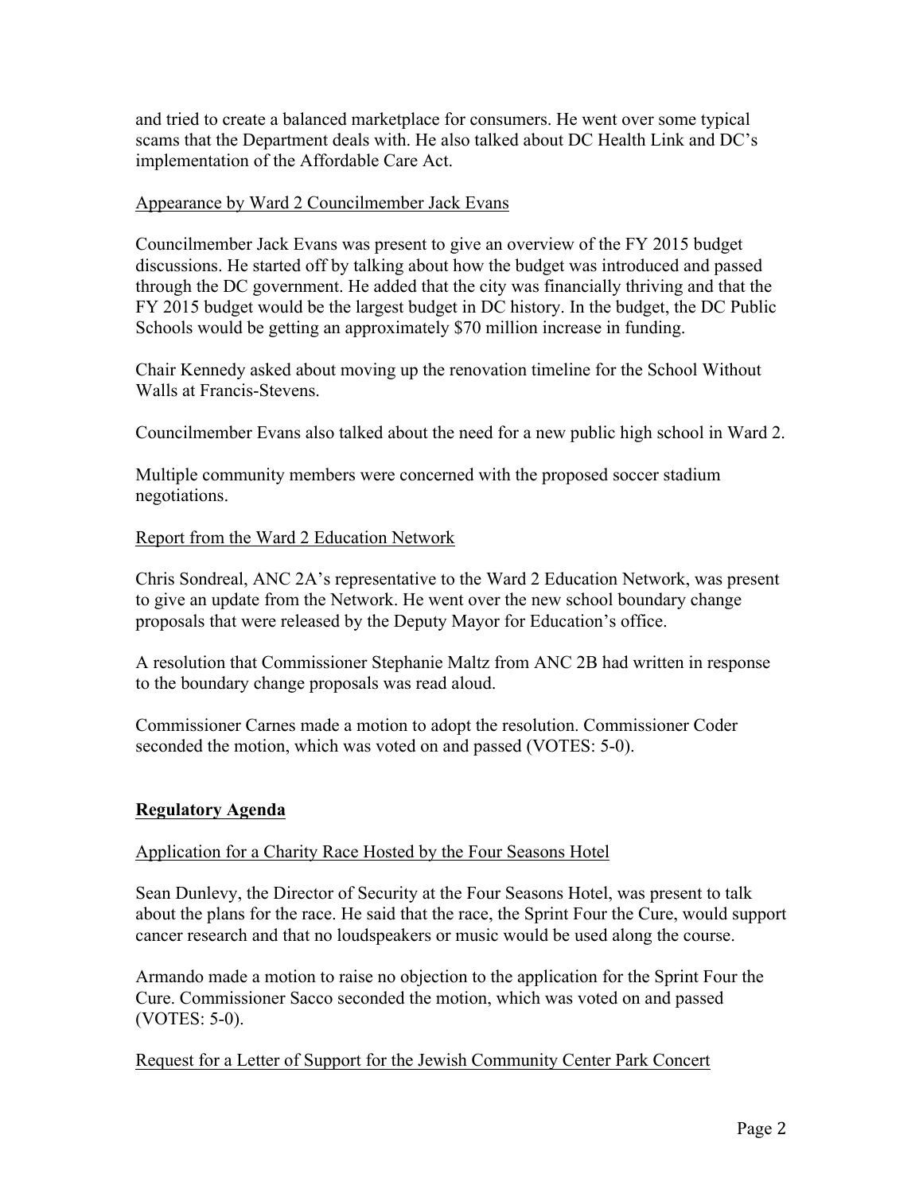and tried to create a balanced marketplace for consumers. He went over some typical scams that the Department deals with. He also talked about DC Health Link and DC's implementation of the Affordable Care Act.

Appearance by Ward 2 Councilmember Jack Evans

Councilmember Jack Evans was present to give an overview of the FY 2015 budget discussions. He started off by talking about how the budget was introduced and passed through the DC government. He added that the city was financially thriving and that the FY 2015 budget would be the largest budget in DC history. In the budget, the DC Public Schools would be getting an approximately $70 million increase in funding.

Chair Kennedy asked about moving up the renovation timeline for the School Without Walls at Francis-Stevens.

Councilmember Evans also talked about the need for a new public high school in Ward 2.

Multiple community members were concerned with the proposed soccer stadium negotiations.

Report from the Ward 2 Education Network

Chris Sondreal, ANC 2A's representative to the Ward 2 Education Network, was present to give an update from the Network. He went over the new school boundary change proposals that were released by the Deputy Mayor for Education's office.

A resolution that Commissioner Stephanie Maltz from ANC 2B had written in response to the boundary change proposals was read aloud.

Commissioner Carnes made a motion to adopt the resolution. Commissioner Coder seconded the motion, which was voted on and passed (VOTES: 5-0).

## Regulatory Agenda

Application for a Charity Race Hosted by the Four Seasons Hotel

Sean Dunlevy, the Director of Security at the Four Seasons Hotel, was present to talk about the plans for the race. He said that the race, the Sprint Four the Cure, would support cancer research and that no loudspeakers or music would be used along the course.

Armando made a motion to raise no objection to the application for the Sprint Four the Cure. Commissioner Sacco seconded the motion, which was voted on and passed (VOTES: 5-0).

Request for a Letter of Support for the Jewish Community Center Park Concert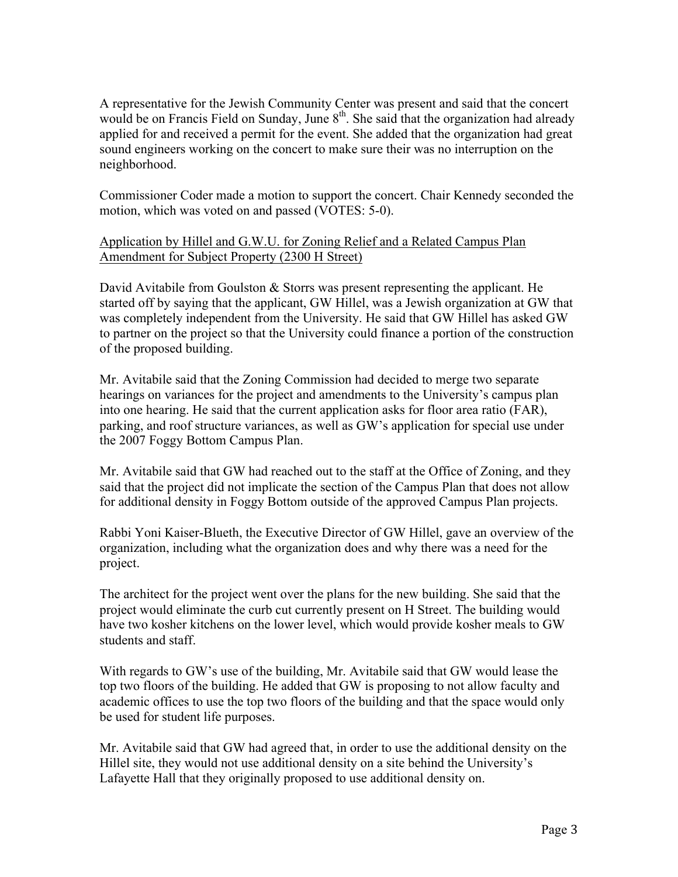A representative for the Jewish Community Center was present and said that the concert would be on Francis Field on Sunday, June 8th. She said that the organization had already applied for and received a permit for the event. She added that the organization had great sound engineers working on the concert to make sure their was no interruption on the neighborhood.

Commissioner Coder made a motion to support the concert. Chair Kennedy seconded the motion, which was voted on and passed (VOTES: 5-0).

<u>Application by Hillel and G.W.U. for Zoning Relief and a Related Campus Plan Amendment for Subject Property (2300 H Street)</u>

David Avitabile from Goulston & Storrs was present representing the applicant. He started off by saying that the applicant, GW Hillel, was a Jewish organization at GW that was completely independent from the University. He said that GW Hillel has asked GW to partner on the project so that the University could finance a portion of the construction of the proposed building.

Mr. Avitabile said that the Zoning Commission had decided to merge two separate hearings on variances for the project and amendments to the University's campus plan into one hearing. He said that the current application asks for floor area ratio (FAR), parking, and roof structure variances, as well as GW's application for special use under the 2007 Foggy Bottom Campus Plan.

Mr. Avitabile said that GW had reached out to the staff at the Office of Zoning, and they said that the project did not implicate the section of the Campus Plan that does not allow for additional density in Foggy Bottom outside of the approved Campus Plan projects.

Rabbi Yoni Kaiser-Blueth, the Executive Director of GW Hillel, gave an overview of the organization, including what the organization does and why there was a need for the project.

The architect for the project went over the plans for the new building. She said that the project would eliminate the curb cut currently present on H Street. The building would have two kosher kitchens on the lower level, which would provide kosher meals to GW students and staff.

With regards to GW's use of the building, Mr. Avitabile said that GW would lease the top two floors of the building. He added that GW is proposing to not allow faculty and academic offices to use the top two floors of the building and that the space would only be used for student life purposes.

Mr. Avitabile said that GW had agreed that, in order to use the additional density on the Hillel site, they would not use additional density on a site behind the University's Lafayette Hall that they originally proposed to use additional density on.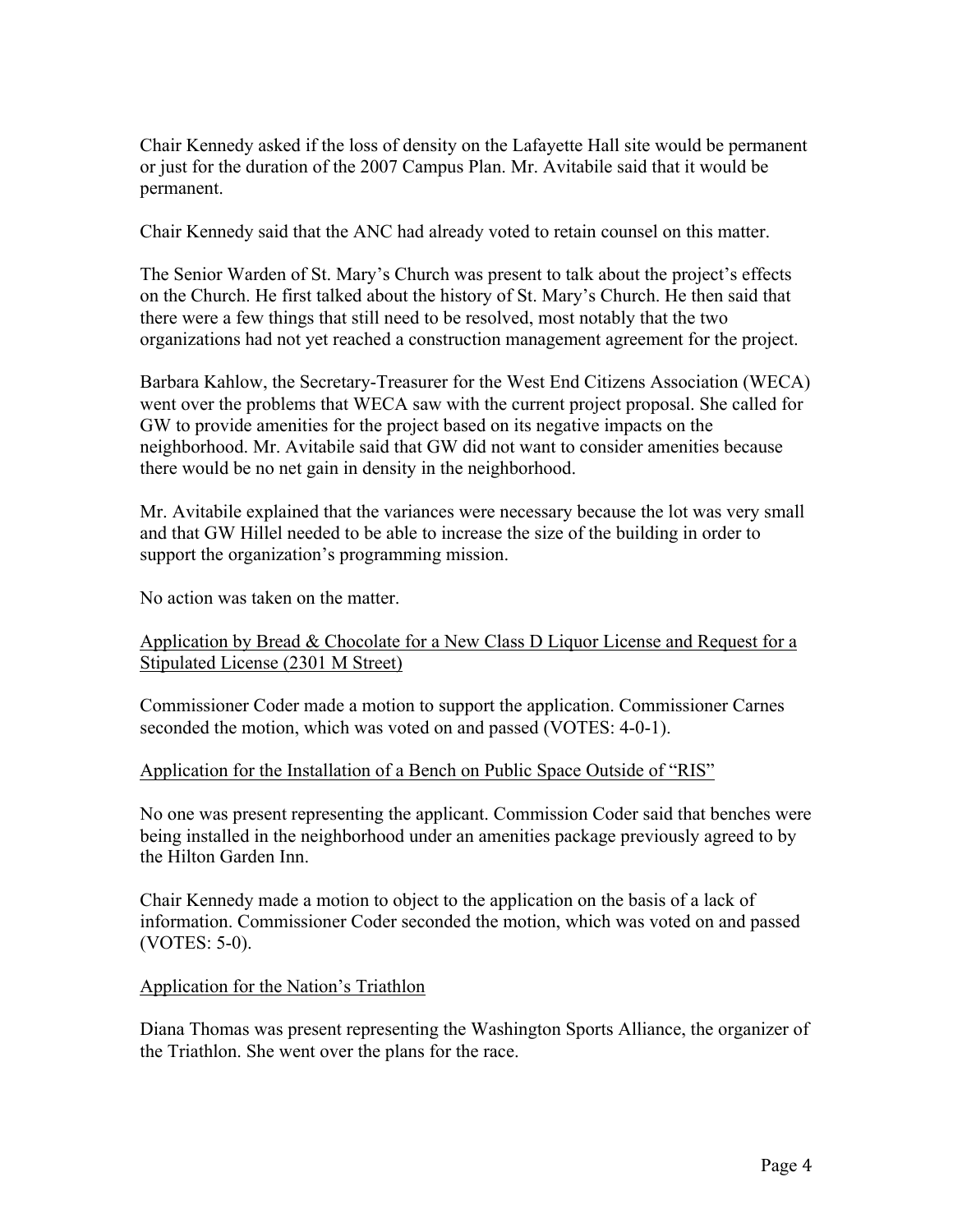Chair Kennedy asked if the loss of density on the Lafayette Hall site would be permanent or just for the duration of the 2007 Campus Plan. Mr. Avitabile said that it would be permanent.

Chair Kennedy said that the ANC had already voted to retain counsel on this matter.

The Senior Warden of St. Mary's Church was present to talk about the project's effects on the Church. He first talked about the history of St. Mary's Church. He then said that there were a few things that still need to be resolved, most notably that the two organizations had not yet reached a construction management agreement for the project.

Barbara Kahlow, the Secretary-Treasurer for the West End Citizens Association (WECA) went over the problems that WECA saw with the current project proposal. She called for GW to provide amenities for the project based on its negative impacts on the neighborhood. Mr. Avitabile said that GW did not want to consider amenities because there would be no net gain in density in the neighborhood.

Mr. Avitabile explained that the variances were necessary because the lot was very small and that GW Hillel needed to be able to increase the size of the building in order to support the organization's programming mission.

No action was taken on the matter.

<u>Application by Bread & Chocolate for a New Class D Liquor License and Request for a Stipulated License (2301 M Street)</u>

Commissioner Coder made a motion to support the application. Commissioner Carnes seconded the motion, which was voted on and passed (VOTES: 4-0-1).

<u>Application for the Installation of a Bench on Public Space Outside of "RIS"</u>

No one was present representing the applicant. Commission Coder said that benches were being installed in the neighborhood under an amenities package previously agreed to by the Hilton Garden Inn.

Chair Kennedy made a motion to object to the application on the basis of a lack of information. Commissioner Coder seconded the motion, which was voted on and passed (VOTES: 5-0).

<u>Application for the Nation's Triathlon</u>

Diana Thomas was present representing the Washington Sports Alliance, the organizer of the Triathlon. She went over the plans for the race.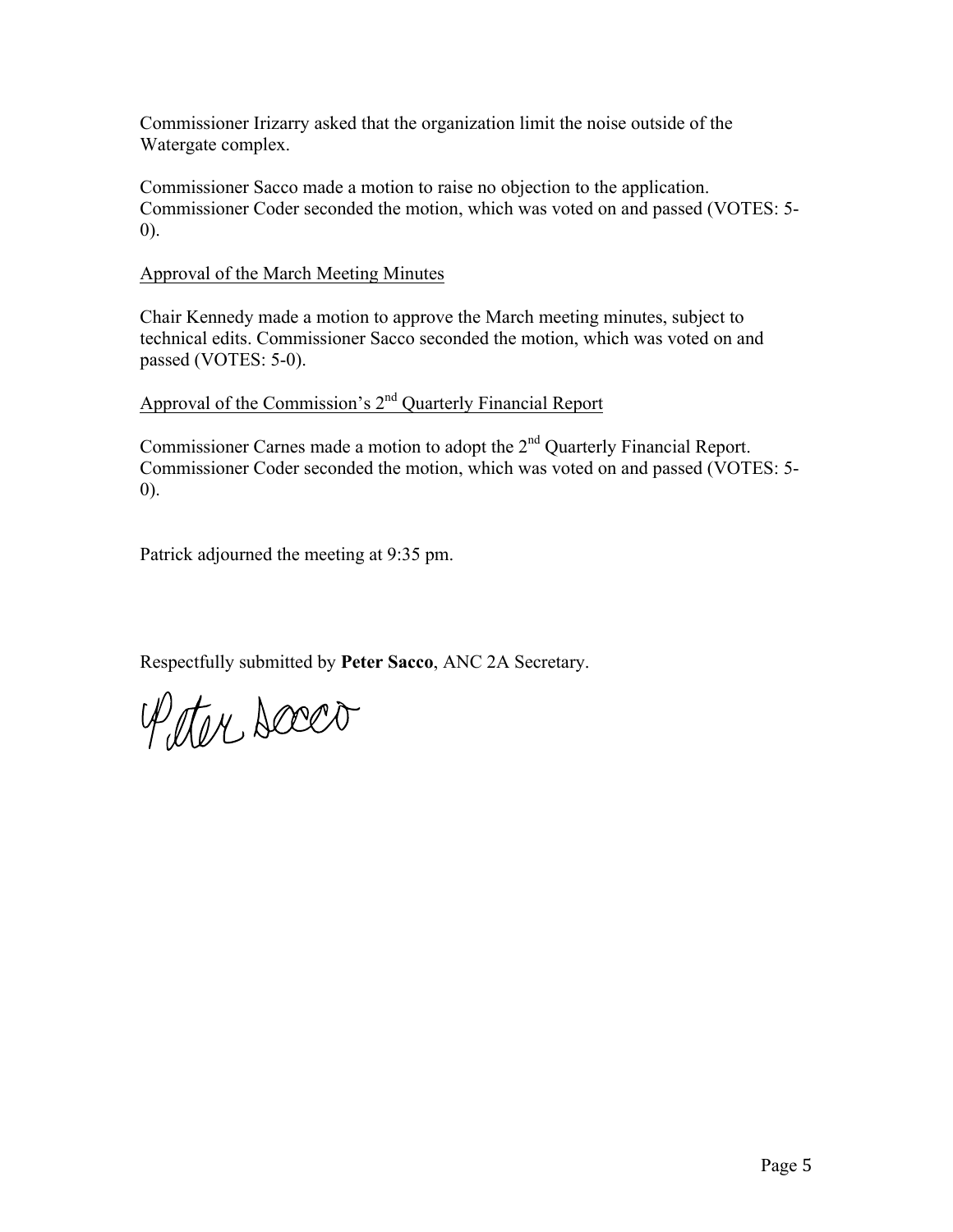Commissioner Irizarry asked that the organization limit the noise outside of the Watergate complex.

Commissioner Sacco made a motion to raise no objection to the application. Commissioner Coder seconded the motion, which was voted on and passed (VOTES: 5-0).

Approval of the March Meeting Minutes

Chair Kennedy made a motion to approve the March meeting minutes, subject to technical edits. Commissioner Sacco seconded the motion, which was voted on and passed (VOTES: 5-0).

Approval of the Commission's 2nd Quarterly Financial Report

Commissioner Carnes made a motion to adopt the 2nd Quarterly Financial Report. Commissioner Coder seconded the motion, which was voted on and passed (VOTES: 5-0).

Patrick adjourned the meeting at 9:35 pm.

Respectfully submitted by **Peter Sacco**, ANC 2A Secretary.

Peter Sacco